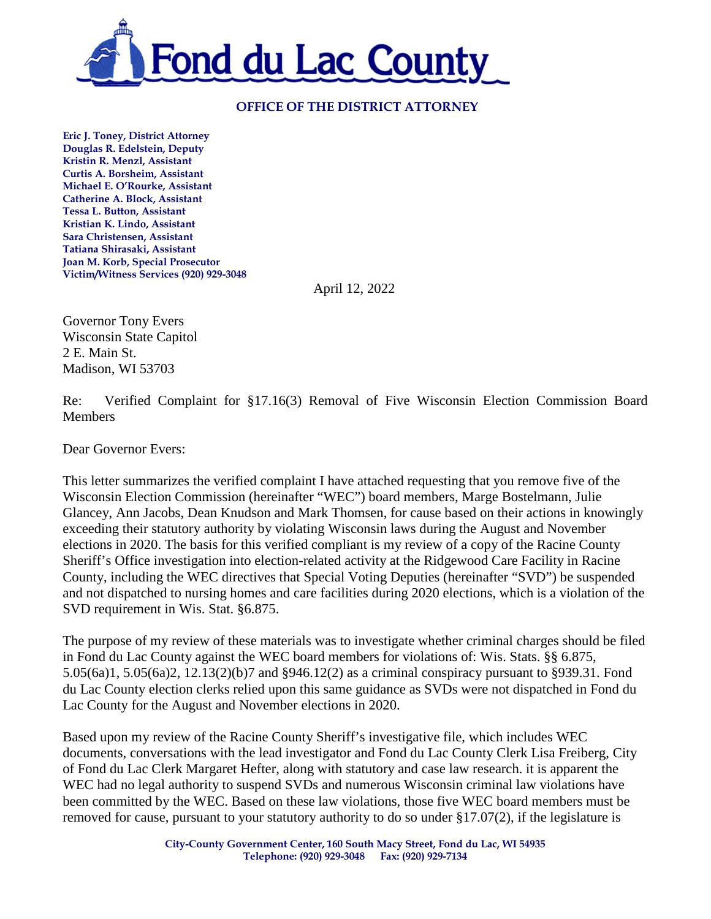# Fond du Lac County

**OFFICE OF THE DISTRICT ATTORNEY**

**Eric J. Toney, District Attorney**
**Douglas R. Edelstein, Deputy**
**Kristin R. Menzl, Assistant**
**Curtis A. Borsheim, Assistant**
**Michael E. O'Rourke, Assistant**
**Catherine A. Block, Assistant**
**Tessa L. Button, Assistant**
**Kristian K. Lindo, Assistant**
**Sara Christensen, Assistant**
**Tatiana Shirasaki, Assistant**
**Joan M. Korb, Special Prosecutor**
**Victim/Witness Services (920) 929-3048**

April 12, 2022

Governor Tony Evers
Wisconsin State Capitol
2 E. Main St.
Madison, WI 53703

Re: Verified Complaint for §17.16(3) Removal of Five Wisconsin Election Commission Board Members

Dear Governor Evers:

This letter summarizes the verified complaint I have attached requesting that you remove five of the Wisconsin Election Commission (hereinafter "WEC") board members, Marge Bostelmann, Julie Glancey, Ann Jacobs, Dean Knudson and Mark Thomsen, for cause based on their actions in knowingly exceeding their statutory authority by violating Wisconsin laws during the August and November elections in 2020. The basis for this verified compliant is my review of a copy of the Racine County Sheriff's Office investigation into election-related activity at the Ridgewood Care Facility in Racine County, including the WEC directives that Special Voting Deputies (hereinafter "SVD") be suspended and not dispatched to nursing homes and care facilities during 2020 elections, which is a violation of the SVD requirement in Wis. Stat. §6.875.

The purpose of my review of these materials was to investigate whether criminal charges should be filed in Fond du Lac County against the WEC board members for violations of: Wis. Stats. §§ 6.875, 5.05(6a)1, 5.05(6a)2, 12.13(2)(b)7 and §946.12(2) as a criminal conspiracy pursuant to §939.31. Fond du Lac County election clerks relied upon this same guidance as SVDs were not dispatched in Fond du Lac County for the August and November elections in 2020.

Based upon my review of the Racine County Sheriff's investigative file, which includes WEC documents, conversations with the lead investigator and Fond du Lac County Clerk Lisa Freiberg, City of Fond du Lac Clerk Margaret Hefter, along with statutory and case law research. it is apparent the WEC had no legal authority to suspend SVDs and numerous Wisconsin criminal law violations have been committed by the WEC. Based on these law violations, those five WEC board members must be removed for cause, pursuant to your statutory authority to do so under §17.07(2), if the legislature is

**City-County Government Center, 160 South Macy Street, Fond du Lac, WI 54935**
**Telephone: (920) 929-3048 Fax: (920) 929-7134**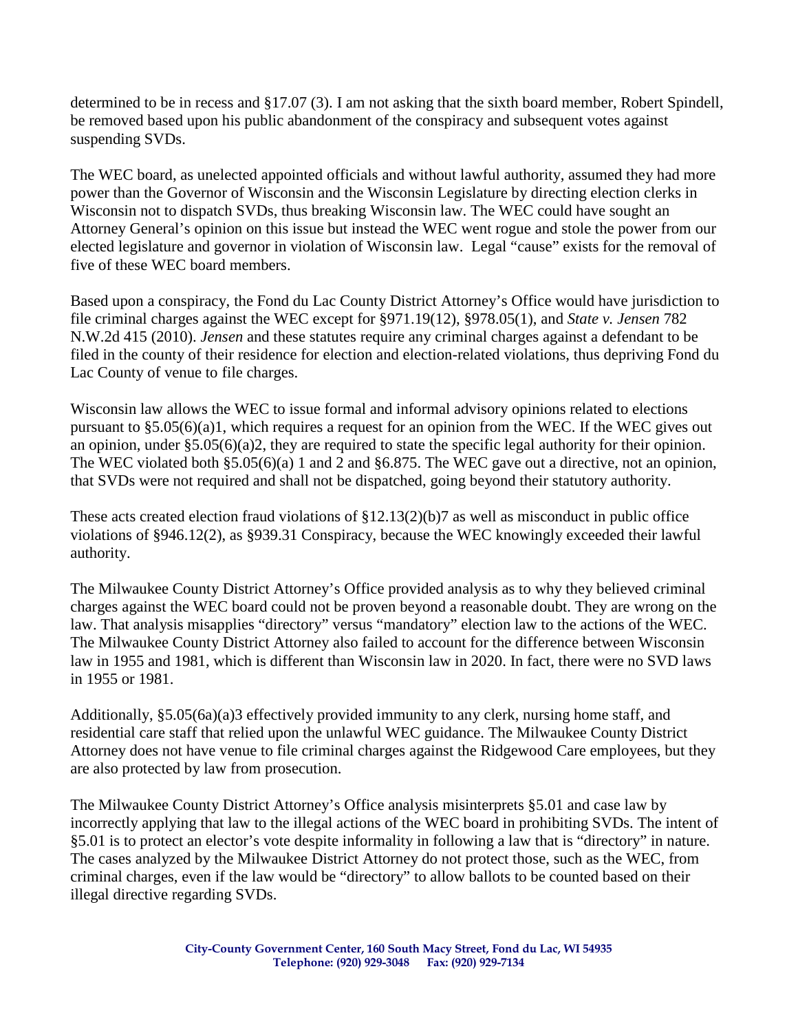determined to be in recess and §17.07 (3). I am not asking that the sixth board member, Robert Spindell, be removed based upon his public abandonment of the conspiracy and subsequent votes against suspending SVDs.

The WEC board, as unelected appointed officials and without lawful authority, assumed they had more power than the Governor of Wisconsin and the Wisconsin Legislature by directing election clerks in Wisconsin not to dispatch SVDs, thus breaking Wisconsin law. The WEC could have sought an Attorney General's opinion on this issue but instead the WEC went rogue and stole the power from our elected legislature and governor in violation of Wisconsin law. Legal "cause" exists for the removal of five of these WEC board members.

Based upon a conspiracy, the Fond du Lac County District Attorney's Office would have jurisdiction to file criminal charges against the WEC except for §971.19(12), §978.05(1), and *State v. Jensen* 782 N.W.2d 415 (2010). *Jensen* and these statutes require any criminal charges against a defendant to be filed in the county of their residence for election and election-related violations, thus depriving Fond du Lac County of venue to file charges.

Wisconsin law allows the WEC to issue formal and informal advisory opinions related to elections pursuant to §5.05(6)(a)1, which requires a request for an opinion from the WEC. If the WEC gives out an opinion, under §5.05(6)(a)2, they are required to state the specific legal authority for their opinion. The WEC violated both §5.05(6)(a) 1 and 2 and §6.875. The WEC gave out a directive, not an opinion, that SVDs were not required and shall not be dispatched, going beyond their statutory authority.

These acts created election fraud violations of §12.13(2)(b)7 as well as misconduct in public office violations of §946.12(2), as §939.31 Conspiracy, because the WEC knowingly exceeded their lawful authority.

The Milwaukee County District Attorney's Office provided analysis as to why they believed criminal charges against the WEC board could not be proven beyond a reasonable doubt. They are wrong on the law. That analysis misapplies "directory" versus "mandatory" election law to the actions of the WEC. The Milwaukee County District Attorney also failed to account for the difference between Wisconsin law in 1955 and 1981, which is different than Wisconsin law in 2020. In fact, there were no SVD laws in 1955 or 1981.

Additionally, §5.05(6a)(a)3 effectively provided immunity to any clerk, nursing home staff, and residential care staff that relied upon the unlawful WEC guidance. The Milwaukee County District Attorney does not have venue to file criminal charges against the Ridgewood Care employees, but they are also protected by law from prosecution.

The Milwaukee County District Attorney's Office analysis misinterprets §5.01 and case law by incorrectly applying that law to the illegal actions of the WEC board in prohibiting SVDs. The intent of §5.01 is to protect an elector's vote despite informality in following a law that is "directory" in nature. The cases analyzed by the Milwaukee District Attorney do not protect those, such as the WEC, from criminal charges, even if the law would be "directory" to allow ballots to be counted based on their illegal directive regarding SVDs.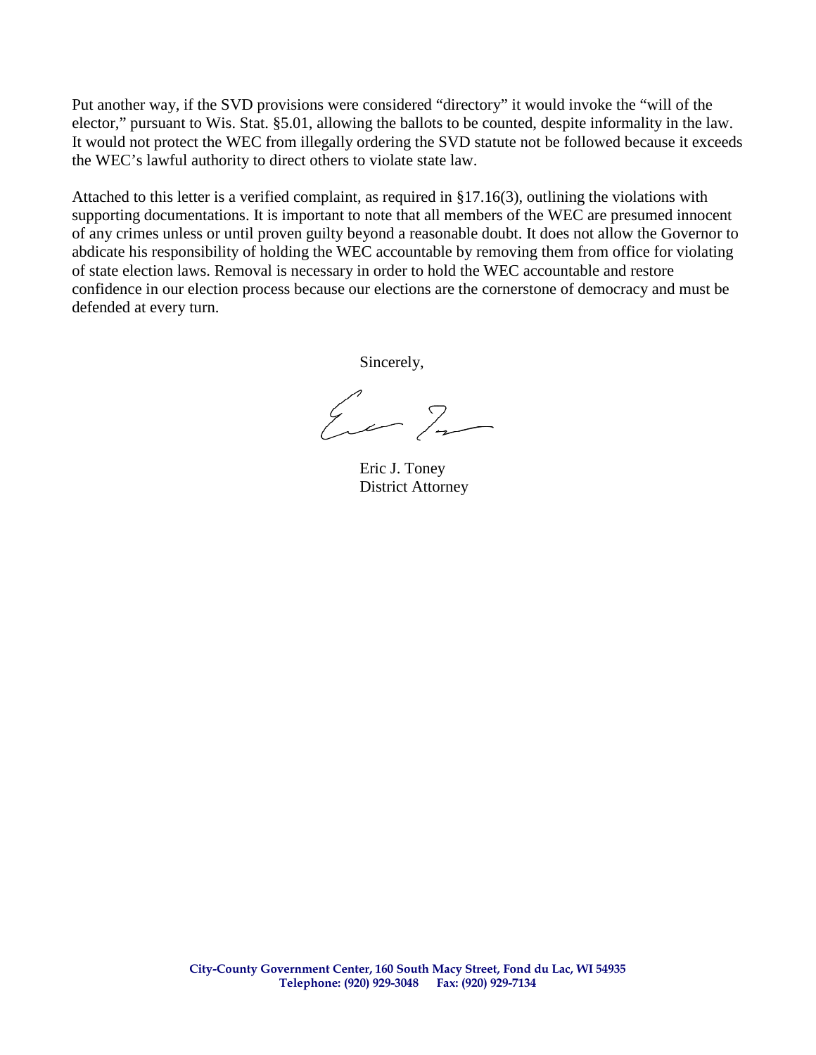Put another way, if the SVD provisions were considered "directory" it would invoke the "will of the elector," pursuant to Wis. Stat. §5.01, allowing the ballots to be counted, despite informality in the law. It would not protect the WEC from illegally ordering the SVD statute not be followed because it exceeds the WEC's lawful authority to direct others to violate state law.

Attached to this letter is a verified complaint, as required in §17.16(3), outlining the violations with supporting documentations. It is important to note that all members of the WEC are presumed innocent of any crimes unless or until proven guilty beyond a reasonable doubt. It does not allow the Governor to abdicate his responsibility of holding the WEC accountable by removing them from office for violating of state election laws. Removal is necessary in order to hold the WEC accountable and restore confidence in our election process because our elections are the cornerstone of democracy and must be defended at every turn.

Sincerely,

Eric J. Toney
District Attorney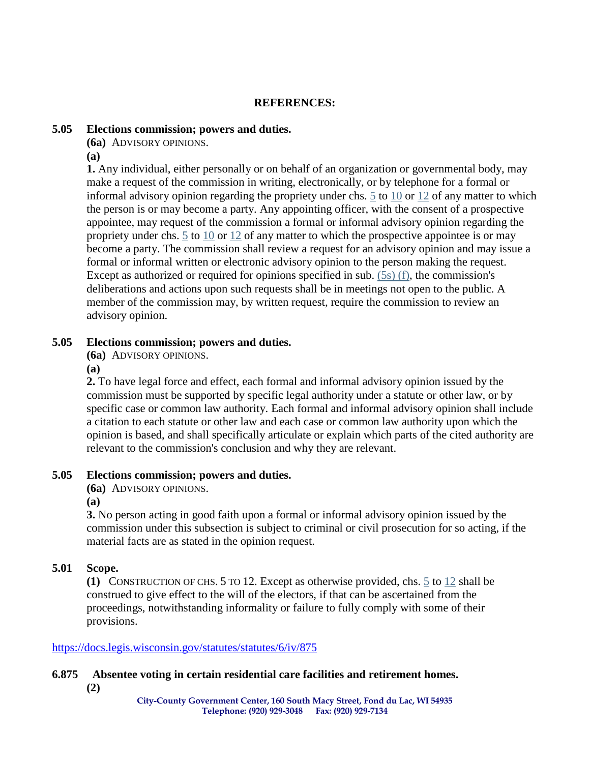**REFERENCES:**

**5.05 Elections commission; powers and duties.**

**(6a)** ADVISORY OPINIONS.

**(a)**

**1.** Any individual, either personally or on behalf of an organization or governmental body, may make a request of the commission in writing, electronically, or by telephone for a formal or informal advisory opinion regarding the propriety under chs. 5 to 10 or 12 of any matter to which the person is or may become a party. Any appointing officer, with the consent of a prospective appointee, may request of the commission a formal or informal advisory opinion regarding the propriety under chs. 5 to 10 or 12 of any matter to which the prospective appointee is or may become a party. The commission shall review a request for an advisory opinion and may issue a formal or informal written or electronic advisory opinion to the person making the request. Except as authorized or required for opinions specified in sub. (5s) (f), the commission's deliberations and actions upon such requests shall be in meetings not open to the public. A member of the commission may, by written request, require the commission to review an advisory opinion.

**5.05 Elections commission; powers and duties.**

**(6a)** ADVISORY OPINIONS.

**(a)**

**2.** To have legal force and effect, each formal and informal advisory opinion issued by the commission must be supported by specific legal authority under a statute or other law, or by specific case or common law authority. Each formal and informal advisory opinion shall include a citation to each statute or other law and each case or common law authority upon which the opinion is based, and shall specifically articulate or explain which parts of the cited authority are relevant to the commission's conclusion and why they are relevant.

**5.05 Elections commission; powers and duties.**

**(6a)** ADVISORY OPINIONS.

**(a)**

**3.** No person acting in good faith upon a formal or informal advisory opinion issued by the commission under this subsection is subject to criminal or civil prosecution for so acting, if the material facts are as stated in the opinion request.

**5.01 Scope.**

**(1)** CONSTRUCTION OF CHS. 5 TO 12. Except as otherwise provided, chs. 5 to 12 shall be construed to give effect to the will of the electors, if that can be ascertained from the proceedings, notwithstanding informality or failure to fully comply with some of their provisions.

https://docs.legis.wisconsin.gov/statutes/statutes/6/iv/875

**6.875 Absentee voting in certain residential care facilities and retirement homes.**

**(2)**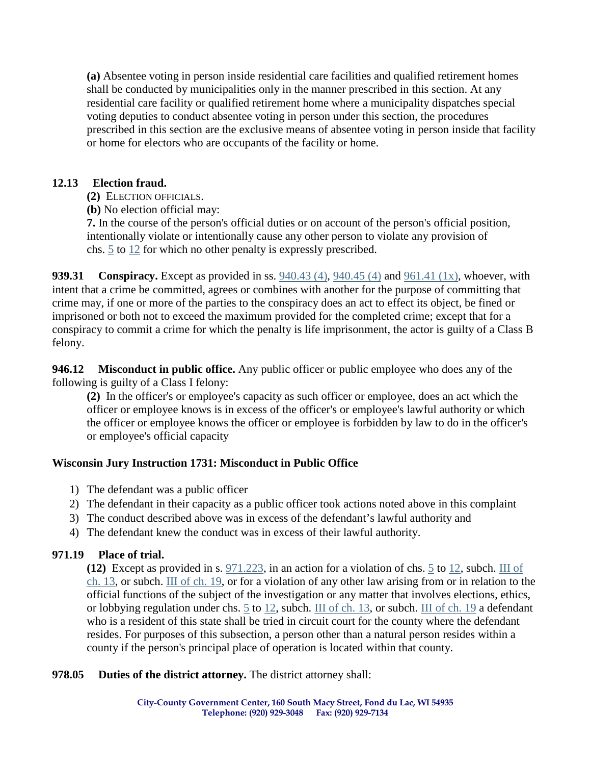**(a)** Absentee voting in person inside residential care facilities and qualified retirement homes shall be conducted by municipalities only in the manner prescribed in this section. At any residential care facility or qualified retirement home where a municipality dispatches special voting deputies to conduct absentee voting in person under this section, the procedures prescribed in this section are the exclusive means of absentee voting in person inside that facility or home for electors who are occupants of the facility or home.

### 12.13 Election fraud.

**(2)** ELECTION OFFICIALS.

**(b)** No election official may:

**7.** In the course of the person's official duties or on account of the person's official position, intentionally violate or intentionally cause any other person to violate any provision of chs. 5 to 12 for which no other penalty is expressly prescribed.

**939.31 Conspiracy.** Except as provided in ss. 940.43 (4), 940.45 (4) and 961.41 (1x), whoever, with intent that a crime be committed, agrees or combines with another for the purpose of committing that crime may, if one or more of the parties to the conspiracy does an act to effect its object, be fined or imprisoned or both not to exceed the maximum provided for the completed crime; except that for a conspiracy to commit a crime for which the penalty is life imprisonment, the actor is guilty of a Class B felony.

**946.12 Misconduct in public office.** Any public officer or public employee who does any of the following is guilty of a Class I felony:

**(2)** In the officer's or employee's capacity as such officer or employee, does an act which the officer or employee knows is in excess of the officer's or employee's lawful authority or which the officer or employee knows the officer or employee is forbidden by law to do in the officer's or employee's official capacity

### Wisconsin Jury Instruction 1731: Misconduct in Public Office

1) The defendant was a public officer
2) The defendant in their capacity as a public officer took actions noted above in this complaint
3) The conduct described above was in excess of the defendant's lawful authority and
4) The defendant knew the conduct was in excess of their lawful authority.

### 971.19 Place of trial.

**(12)** Except as provided in s. 971.223, in an action for a violation of chs. 5 to 12, subch. III of ch. 13, or subch. III of ch. 19, or for a violation of any other law arising from or in relation to the official functions of the subject of the investigation or any matter that involves elections, ethics, or lobbying regulation under chs. 5 to 12, subch. III of ch. 13, or subch. III of ch. 19 a defendant who is a resident of this state shall be tried in circuit court for the county where the defendant resides. For purposes of this subsection, a person other than a natural person resides within a county if the person's principal place of operation is located within that county.

**978.05 Duties of the district attorney.** The district attorney shall: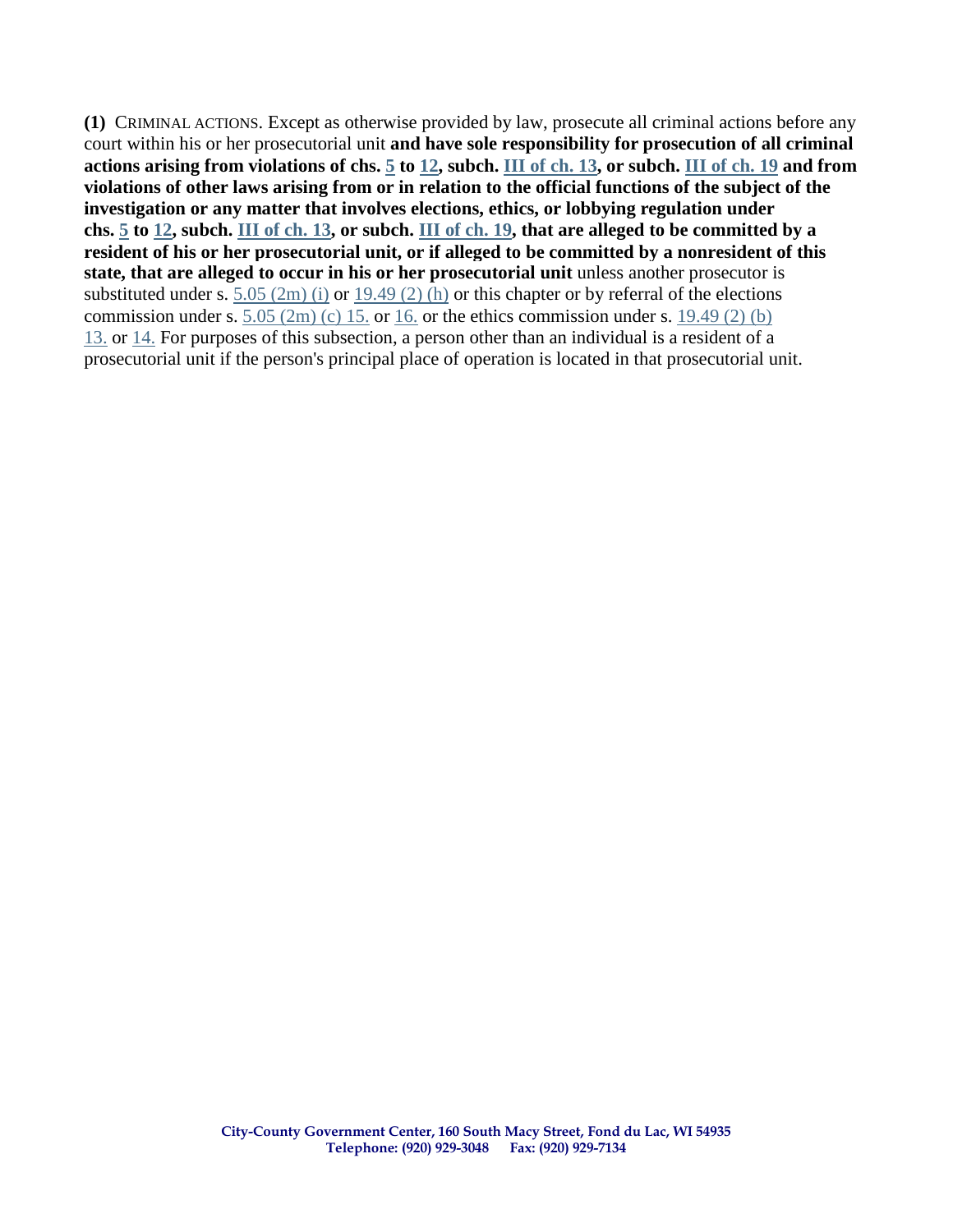**(1)** CRIMINAL ACTIONS. Except as otherwise provided by law, prosecute all criminal actions before any court within his or her prosecutorial unit **and have sole responsibility for prosecution of all criminal actions arising from violations of chs. 5 to 12, subch. III of ch. 13, or subch. III of ch. 19 and from violations of other laws arising from or in relation to the official functions of the subject of the investigation or any matter that involves elections, ethics, or lobbying regulation under chs. 5 to 12, subch. III of ch. 13, or subch. III of ch. 19, that are alleged to be committed by a resident of his or her prosecutorial unit, or if alleged to be committed by a nonresident of this state, that are alleged to occur in his or her prosecutorial unit** unless another prosecutor is substituted under s. 5.05 (2m) (i) or 19.49 (2) (h) or this chapter or by referral of the elections commission under s. 5.05 (2m) (c) 15. or 16. or the ethics commission under s. 19.49 (2) (b) 13. or 14. For purposes of this subsection, a person other than an individual is a resident of a prosecutorial unit if the person's principal place of operation is located in that prosecutorial unit.